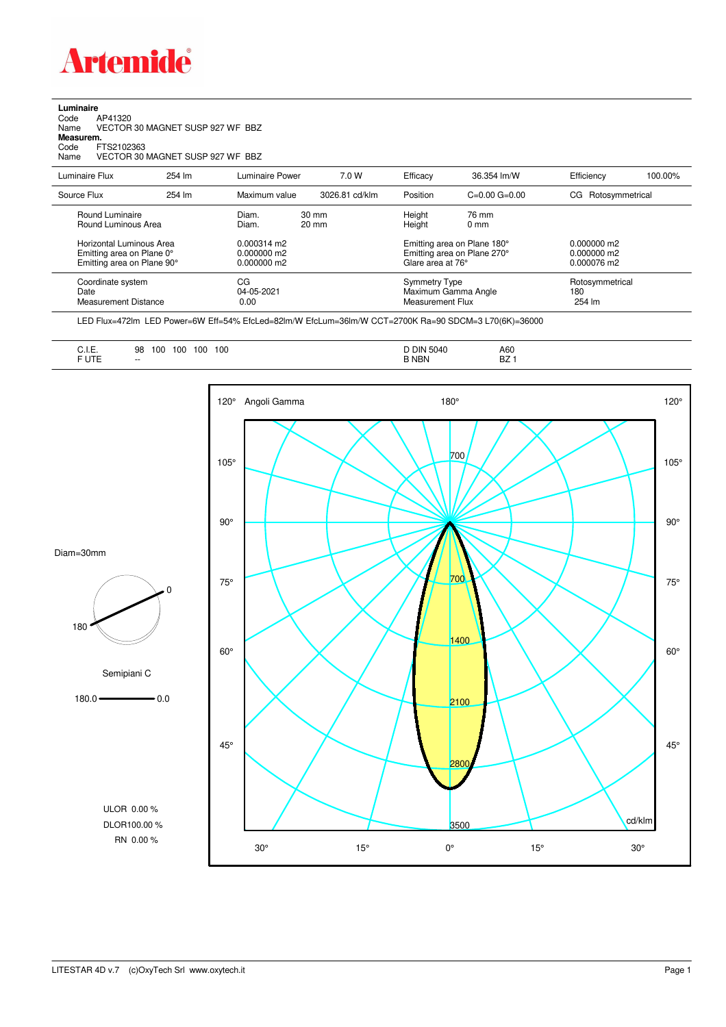# Artemide

**Luminaire**

Code AP41320
Name VECTOR 30 MAGNET SUSP 927 WF BBZ

**Measurem.**

Code FTS2102363
Name VECTOR 30 MAGNET SUSP 927 WF BBZ

| Luminaire Flux | 254 lm | Luminaire Power | 7.0 W | Efficacy | 36.354 lm/W | Efficiency | 100.00% |
|---|---|---|---|---|---|---|---|
| Source Flux | 254 lm | Maximum value | 3026.81 cd/klm | Position | C=0.00 G=0.00 | CG Rotosymmetrical | |

| | | | |
|---|---|---|---|
| Round Luminaire | Diam. 30 mm | Height 76 mm | |
| Round Luminous Area | Diam. 20 mm | Height 0 mm | |
| Horizontal Luminous Area | 0.000314 m2 | Emitting area on Plane 180° | 0.000000 m2 |
| Emitting area on Plane 0° | 0.000000 m2 | Emitting area on Plane 270° | 0.000000 m2 |
| Emitting area on Plane 90° | 0.000000 m2 | Glare area at 76° | 0.000076 m2 |
| Coordinate system | CG | Symmetry Type | Rotosymmetrical |
| Date | 04-05-2021 | Maximum Gamma Angle | 180 |
| Measurement Distance | 0.00 | Measurement Flux | 254 lm |

LED Flux=472lm LED Power=6W Eff=54% EfcLed=82lm/W EfcLum=36lm/W CCT=2700K Ra=90 SDCM=3 L70(6K)=36000

| | | | |
|---|---|---|---|
| C.I.E. | 98 100 100 100 100 | D DIN 5040 | A60 |
| F UTE | -- | B NBN | BZ 1 |

Diam=30mm

Semipiani C

180.0 — 0.0

ULOR 0.00 %

DLOR100.00 %

RN 0.00 %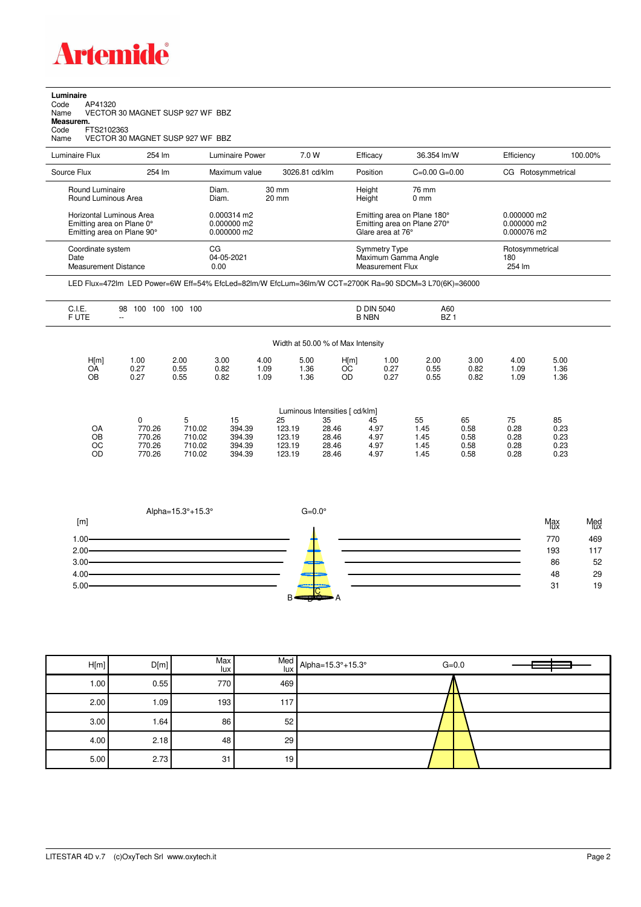Artemide

**Luminaire**

Code AP41320
Name VECTOR 30 MAGNET SUSP 927 WF BBZ

**Measurem.**

Code FTS2102363
Name VECTOR 30 MAGNET SUSP 927 WF BBZ

| | | | | | | | |
|---|---|---|---|---|---|---|---|
| Luminaire Flux | 254 lm | Luminaire Power | 7.0 W | Efficacy | 36.354 lm/W | Efficiency | 100.00% |
| Source Flux | 254 lm | Maximum value | 3026.81 cd/klm | Position | C=0.00 G=0.00 | CG | Rotosymmetrical |

| | | | | | |
|---|---|---|---|---|---|
| Round Luminaire | Diam. | 30 mm | Height | 76 mm | |
| Round Luminous Area | Diam. | 20 mm | Height | 0 mm | |
| Horizontal Luminous Area | 0.000314 m2 | | Emitting area on Plane 180° | | 0.000000 m2 |
| Emitting area on Plane 0° | 0.000000 m2 | | Emitting area on Plane 270° | | 0.000000 m2 |
| Emitting area on Plane 90° | 0.000000 m2 | | Glare area at 76° | | 0.000076 m2 |

| | | | |
|---|---|---|---|
| Coordinate system | CG | Symmetry Type | Rotosymmetrical |
| Date | 04-05-2021 | Maximum Gamma Angle | 180 |
| Measurement Distance | 0.00 | Measurement Flux | 254 lm |

LED Flux=472lm LED Power=6W Eff=54% EfcLed=82lm/W EfcLum=36lm/W CCT=2700K Ra=90 SDCM=3 L70(6K)=36000

| | | | |
|---|---|---|---|
| C.I.E. | 98 100 100 100 100 | D DIN 5040 | A60 |
| F UTE | -- | B NBN | BZ 1 |

Width at 50.00 % of Max Intensity

| H[m] | 1.00 | 2.00 | 3.00 | 4.00 | 5.00 | H[m] | 1.00 | 2.00 | 3.00 | 4.00 | 5.00 |
|---|---|---|---|---|---|---|---|---|---|---|---|
| OA | 0.27 | 0.55 | 0.82 | 1.09 | 1.36 | OC | 0.27 | 0.55 | 0.82 | 1.09 | 1.36 |
| OB | 0.27 | 0.55 | 0.82 | 1.09 | 1.36 | OD | 0.27 | 0.55 | 0.82 | 1.09 | 1.36 |

Luminous Intensities [ cd/klm]

| | 0 | 5 | 15 | 25 | 35 | 45 | 55 | 65 | 75 | 85 |
|---|---|---|---|---|---|---|---|---|---|---|
| OA | 770.26 | 710.02 | 394.39 | 123.19 | 28.46 | 4.97 | 1.45 | 0.58 | 0.28 | 0.23 |
| OB | 770.26 | 710.02 | 394.39 | 123.19 | 28.46 | 4.97 | 1.45 | 0.58 | 0.28 | 0.23 |
| OC | 770.26 | 710.02 | 394.39 | 123.19 | 28.46 | 4.97 | 1.45 | 0.58 | 0.28 | 0.23 |
| OD | 770.26 | 710.02 | 394.39 | 123.19 | 28.46 | 4.97 | 1.45 | 0.58 | 0.28 | 0.23 |

Alpha=15.3°+15.3°
G=0.0°
[m]
1.00
2.00
3.00
4.00
5.00
B D C A
Max lux
770
193
86
48
31
Med lux
469
117
52
29
19

| H[m] | D[m] | Max lux | Med lux | Alpha=15.3°+15.3° G=0.0 |
|---|---|---|---|---|
| 1.00 | 0.55 | 770 | 469 | |
| 2.00 | 1.09 | 193 | 117 | |
| 3.00 | 1.64 | 86 | 52 | |
| 4.00 | 2.18 | 48 | 29 | |
| 5.00 | 2.73 | 31 | 19 | |

LITESTAR 4D v.7 (c)OxyTech Srl www.oxytech.it